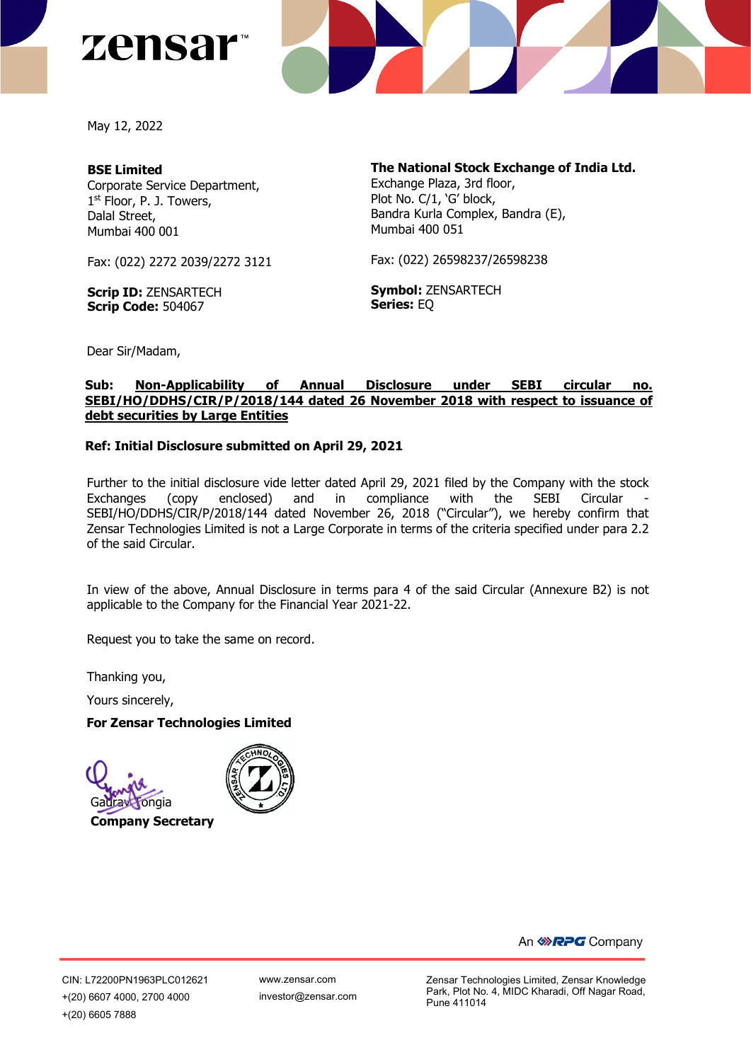May 12, 2022

**BSE Limited**
Corporate Service Department,
1st Floor, P. J. Towers,
Dalal Street,
Mumbai 400 001

Fax: (022) 2272 2039/2272 3121

**Scrip ID:** ZENSARTECH
**Scrip Code:** 504067

**The National Stock Exchange of India Ltd.**
Exchange Plaza, 3rd floor,
Plot No. C/1, 'G' block,
Bandra Kurla Complex, Bandra (E),
Mumbai 400 051

Fax: (022) 26598237/26598238

**Symbol:** ZENSARTECH
**Series:** EQ

Dear Sir/Madam,

**Sub: Non-Applicability of Annual Disclosure under SEBI circular no. SEBI/HO/DDHS/CIR/P/2018/144 dated 26 November 2018 with respect to issuance of debt securities by Large Entities**

**Ref: Initial Disclosure submitted on April 29, 2021**

Further to the initial disclosure vide letter dated April 29, 2021 filed by the Company with the stock Exchanges (copy enclosed) and in compliance with the SEBI Circular - SEBI/HO/DDHS/CIR/P/2018/144 dated November 26, 2018 ("Circular"), we hereby confirm that Zensar Technologies Limited is not a Large Corporate in terms of the criteria specified under para 2.2 of the said Circular.

In view of the above, Annual Disclosure in terms para 4 of the said Circular (Annexure B2) is not applicable to the Company for the Financial Year 2021-22.

Request you to take the same on record.

Thanking you,

Yours sincerely,

**For Zensar Technologies Limited**

Gaurav Tongia
**Company Secretary**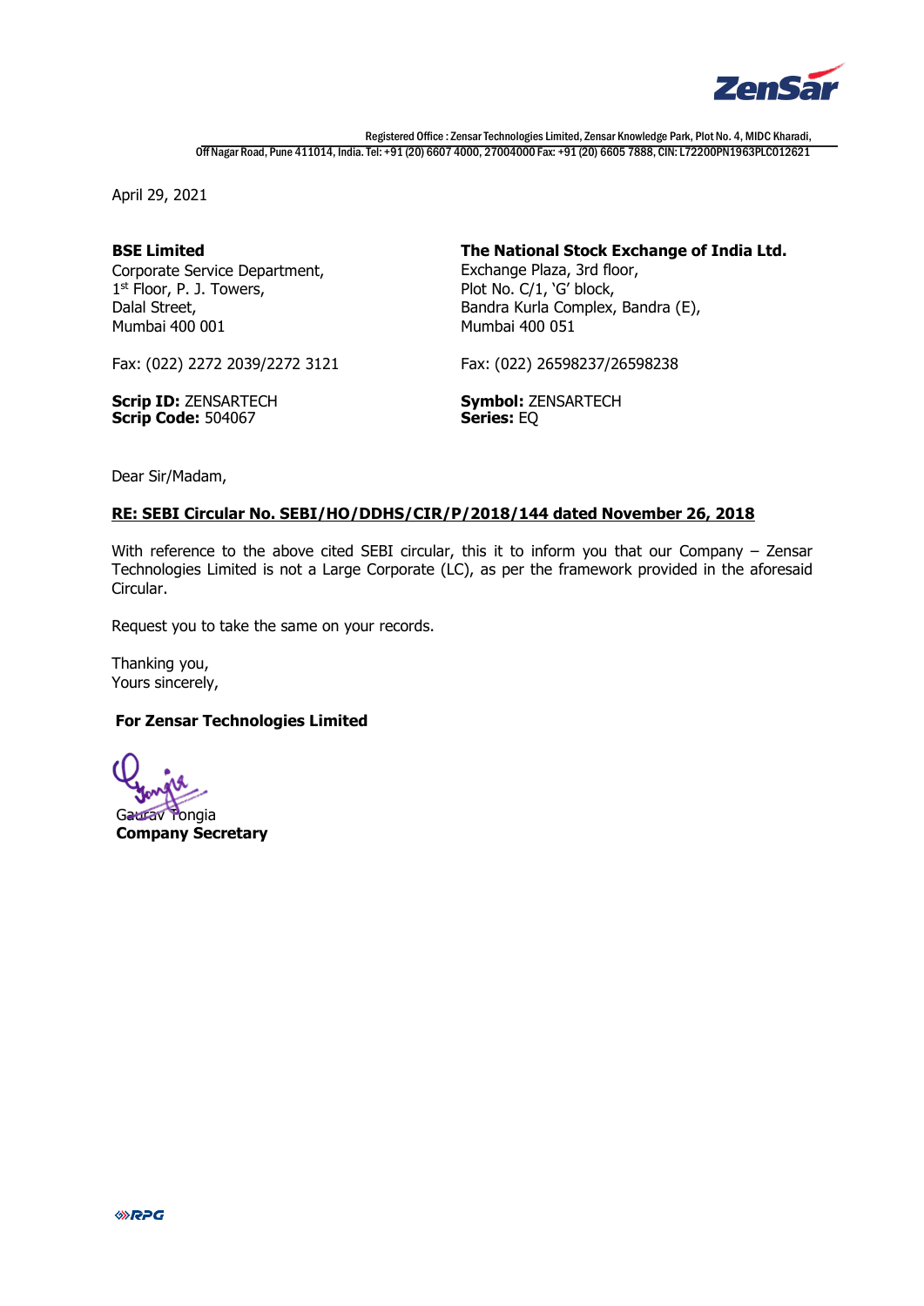Registered Office : Zensar Technologies Limited, Zensar Knowledge Park, Plot No. 4, MIDC Kharadi, Off Nagar Road, Pune 411014, India. Tel: +91 (20) 6607 4000, 27004000 Fax: +91 (20) 6605 7888, CIN: L72200PN1963PLC012621

April 29, 2021

**BSE Limited**
Corporate Service Department,
1st Floor, P. J. Towers,
Dalal Street,
Mumbai 400 001

Fax: (022) 2272 2039/2272 3121

**Scrip ID:** ZENSARTECH
**Scrip Code:** 504067

**The National Stock Exchange of India Ltd.**
Exchange Plaza, 3rd floor,
Plot No. C/1, 'G' block,
Bandra Kurla Complex, Bandra (E),
Mumbai 400 051

Fax: (022) 26598237/26598238

**Symbol:** ZENSARTECH
**Series:** EQ

Dear Sir/Madam,

**RE: SEBI Circular No. SEBI/HO/DDHS/CIR/P/2018/144 dated November 26, 2018**

With reference to the above cited SEBI circular, this it to inform you that our Company – Zensar Technologies Limited is not a Large Corporate (LC), as per the framework provided in the aforesaid Circular.

Request you to take the same on your records.

Thanking you,
Yours sincerely,

**For Zensar Technologies Limited**

Gaurav Tongia
**Company Secretary**